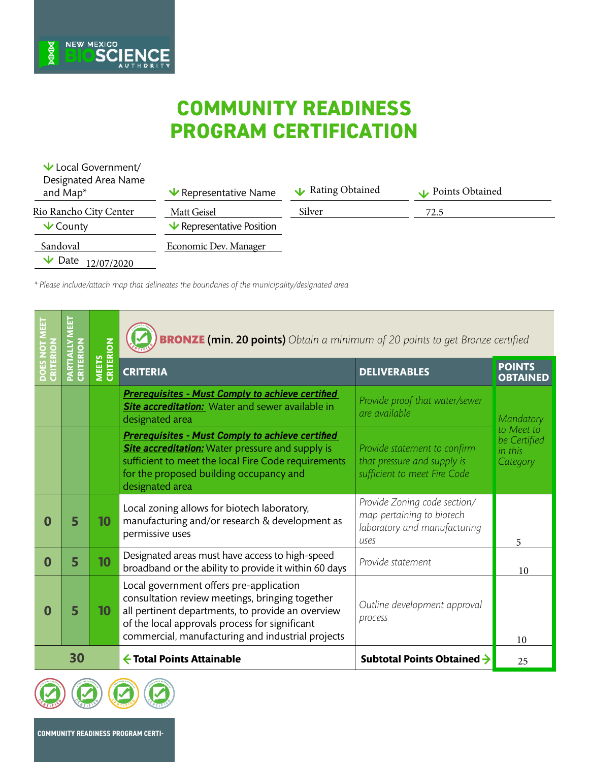# COMMUNITY READINESS PROGRAM CERTIFICATION

| Local Government/ Designated Area Name and Map* | Representative Name | Rating Obtained | Points Obtained |
|---|---|---|---|
| Rio Rancho City Center | Matt Geisel | Silver | 72.5 |

| County | Representative Position |
|---|---|
| Sandoval | Economic Dev. Manager |

Date 12/07/2020

*\* Please include/attach map that delineates the boundaries of the municipality/designated area*

**BRONZE (min. 20 points)** *Obtain a minimum of 20 points to get Bronze certified*

| DOES NOT MEET CRITERION | PARTIALLY MEET CRITERION | MEETS CRITERION | CRITERIA | DELIVERABLES | POINTS OBTAINED |
|---|---|---|---|---|---|
| | | | **Prerequisites - Must Comply to achieve certified Site accreditation:** Water and sewer available in designated area | *Provide proof that water/sewer are available* | *Mandatory to Meet to be Certified in this Category* |
| | | | **Prerequisites - Must Comply to achieve certified Site accreditation:** Water pressure and supply is sufficient to meet the local Fire Code requirements for the proposed building occupancy and designated area | *Provide statement to confirm that pressure and supply is sufficient to meet Fire Code* | |
| 0 | 5 | 10 | Local zoning allows for biotech laboratory, manufacturing and/or research & development as permissive uses | *Provide Zoning code section/ map pertaining to biotech laboratory and manufacturing uses* | 5 |
| 0 | 5 | 10 | Designated areas must have access to high-speed broadband or the ability to provide it within 60 days | *Provide statement* | 10 |
| 0 | 5 | 10 | Local government offers pre-application consultation review meetings, bringing together all pertinent departments, to provide an overview of the local approvals process for significant commercial, manufacturing and industrial projects | *Outline development approval process* | 10 |
| 30 | | | **Total Points Attainable** | **Subtotal Points Obtained** | 25 |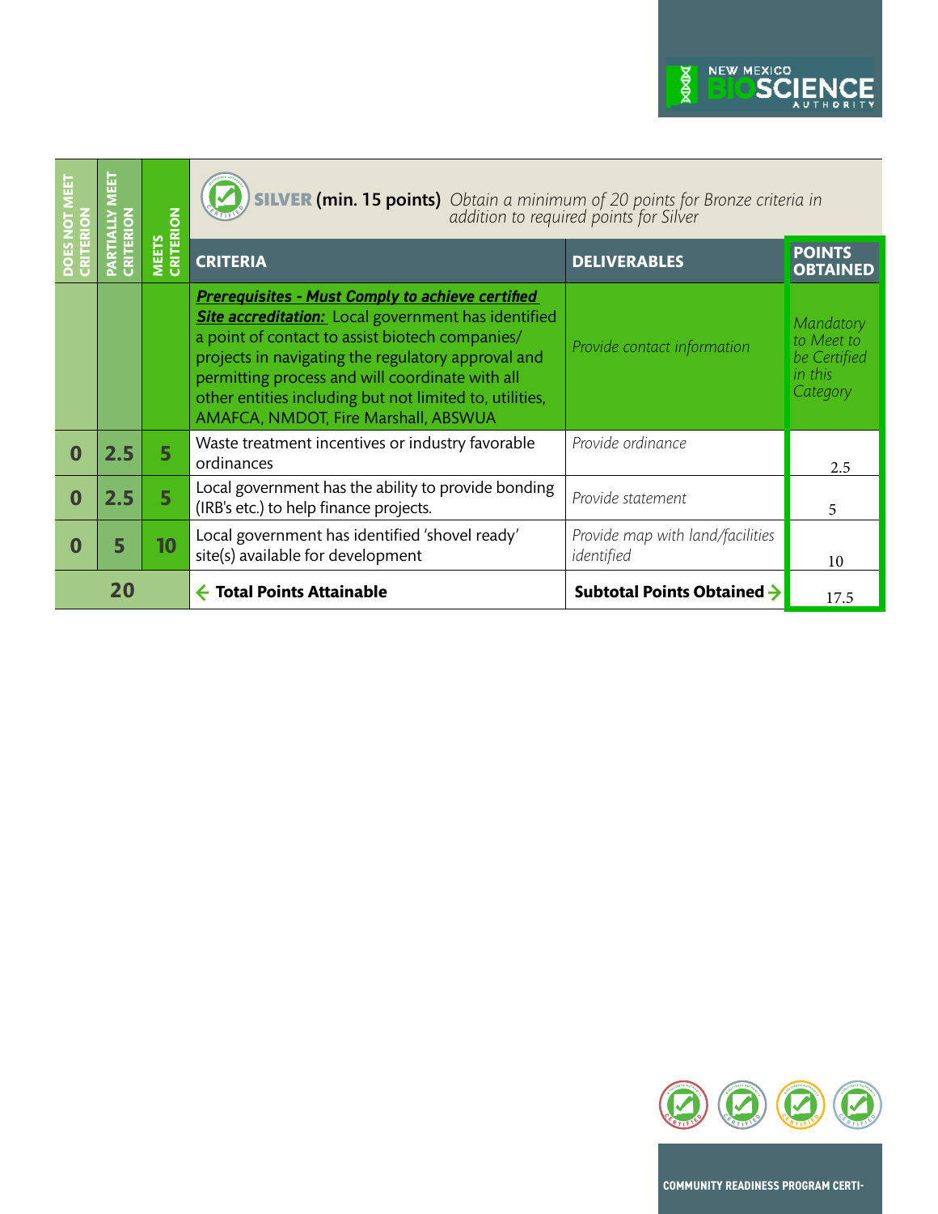| DOES NOT MEET CRITERION | PARTIALLY MEET CRITERION | MEETS CRITERION | **SILVER (min. 15 points)** *Obtain a minimum of 20 points for Bronze criteria in addition to required points for Silver* | | |
|---|---|---|---|---|---|
| | | | **CRITERIA** | **DELIVERABLES** | **POINTS OBTAINED** |
| | | | ***Prerequisites - Must Comply to achieve certified Site accreditation:*** Local government has identified a point of contact to assist biotech companies/ projects in navigating the regulatory approval and permitting process and will coordinate with all other entities including but not limited to, utilities, AMAFCA, NMDOT, Fire Marshall, ABSWUA | *Provide contact information* | *Mandatory to Meet to be Certified in this Category* |
| **0** | **2.5** | **5** | Waste treatment incentives or industry favorable ordinances | *Provide ordinance* | 2.5 |
| **0** | **2.5** | **5** | Local government has the ability to provide bonding (IRB's etc.) to help finance projects. | *Provide statement* | 5 |
| **0** | **5** | **10** | Local government has identified 'shovel ready' site(s) available for development | *Provide map with land/facilities identified* | 10 |
| **20** | | | **← Total Points Attainable** | **Subtotal Points Obtained →** | 17.5 |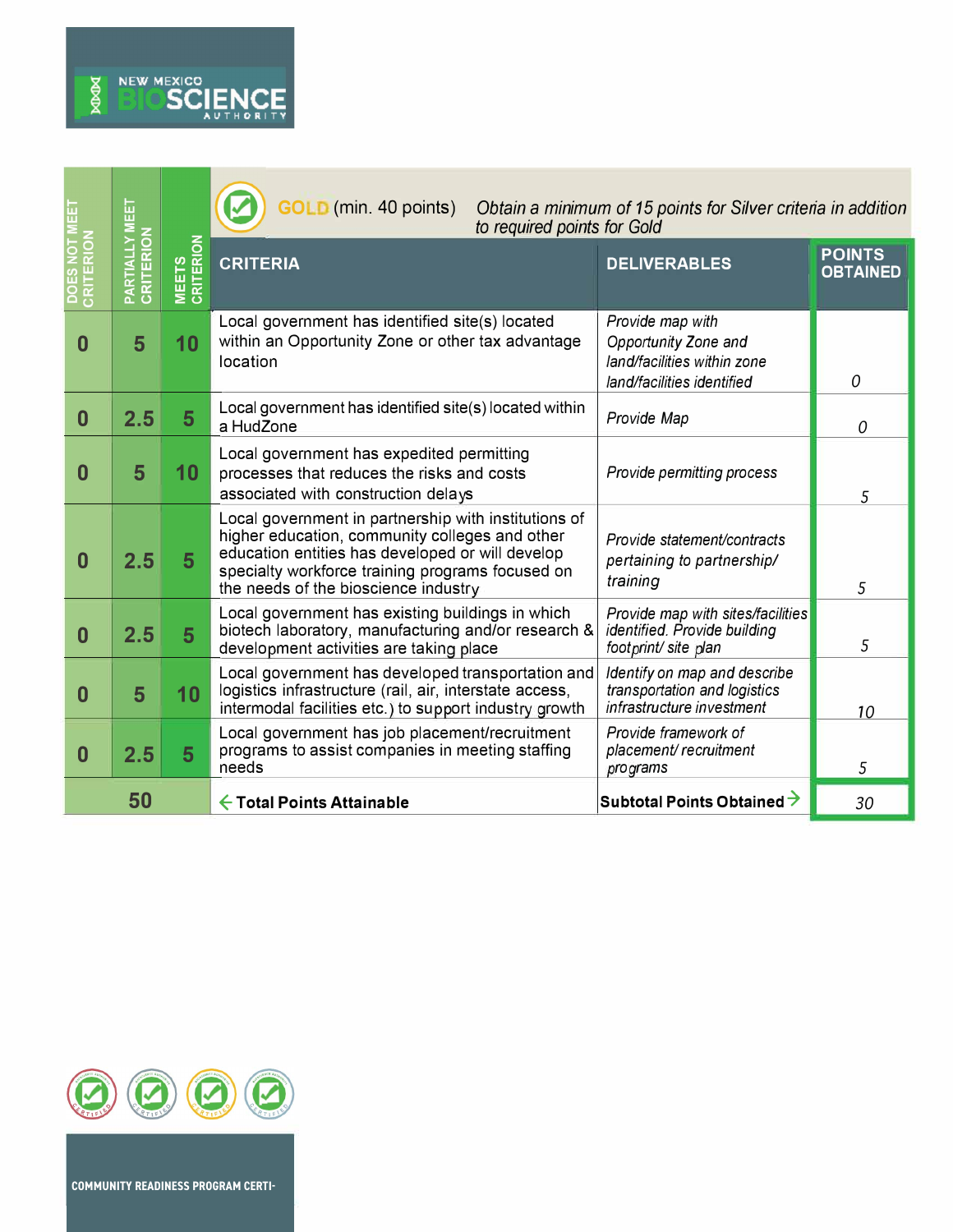NEW MEXICO BIOSCIENCE AUTHORITY

**GOLD** (min. 40 points) *Obtain a minimum of 15 points for Silver criteria in addition to required points for Gold*

| DOES NOT MEET CRITERION | PARTIALLY MEET CRITERION | MEETS CRITERION | CRITERIA | DELIVERABLES | POINTS OBTAINED |
|---|---|---|---|---|---|
| 0 | 5 | 10 | Local government has identified site(s) located within an Opportunity Zone or other tax advantage location | *Provide map with Opportunity Zone and land/facilities within zone land/facilities identified* | 0 |
| 0 | 2.5 | 5 | Local government has identified site(s) located within a HudZone | *Provide Map* | 0 |
| 0 | 5 | 10 | Local government has expedited permitting processes that reduces the risks and costs associated with construction delays | *Provide permitting process* | 5 |
| 0 | 2.5 | 5 | Local government in partnership with institutions of higher education, community colleges and other education entities has developed or will develop specialty workforce training programs focused on the needs of the bioscience industry | *Provide statement/contracts pertaining to partnership/ training* | 5 |
| 0 | 2.5 | 5 | Local government has existing buildings in which biotech laboratory, manufacturing and/or research & development activities are taking place | *Provide map with sites/facilities identified. Provide building footprint/ site plan* | 5 |
| 0 | 5 | 10 | Local government has developed transportation and logistics infrastructure (rail, air, interstate access, intermodal facilities etc.) to support industry growth | *Identify on map and describe transportation and logistics infrastructure investment* | 10 |
| 0 | 2.5 | 5 | Local government has job placement/recruitment programs to assist companies in meeting staffing needs | *Provide framework of placement/ recruitment programs* | 5 |
| | 50 | | **← Total Points Attainable** | **Subtotal Points Obtained →** | 30 |

COMMUNITY READINESS PROGRAM CERTI-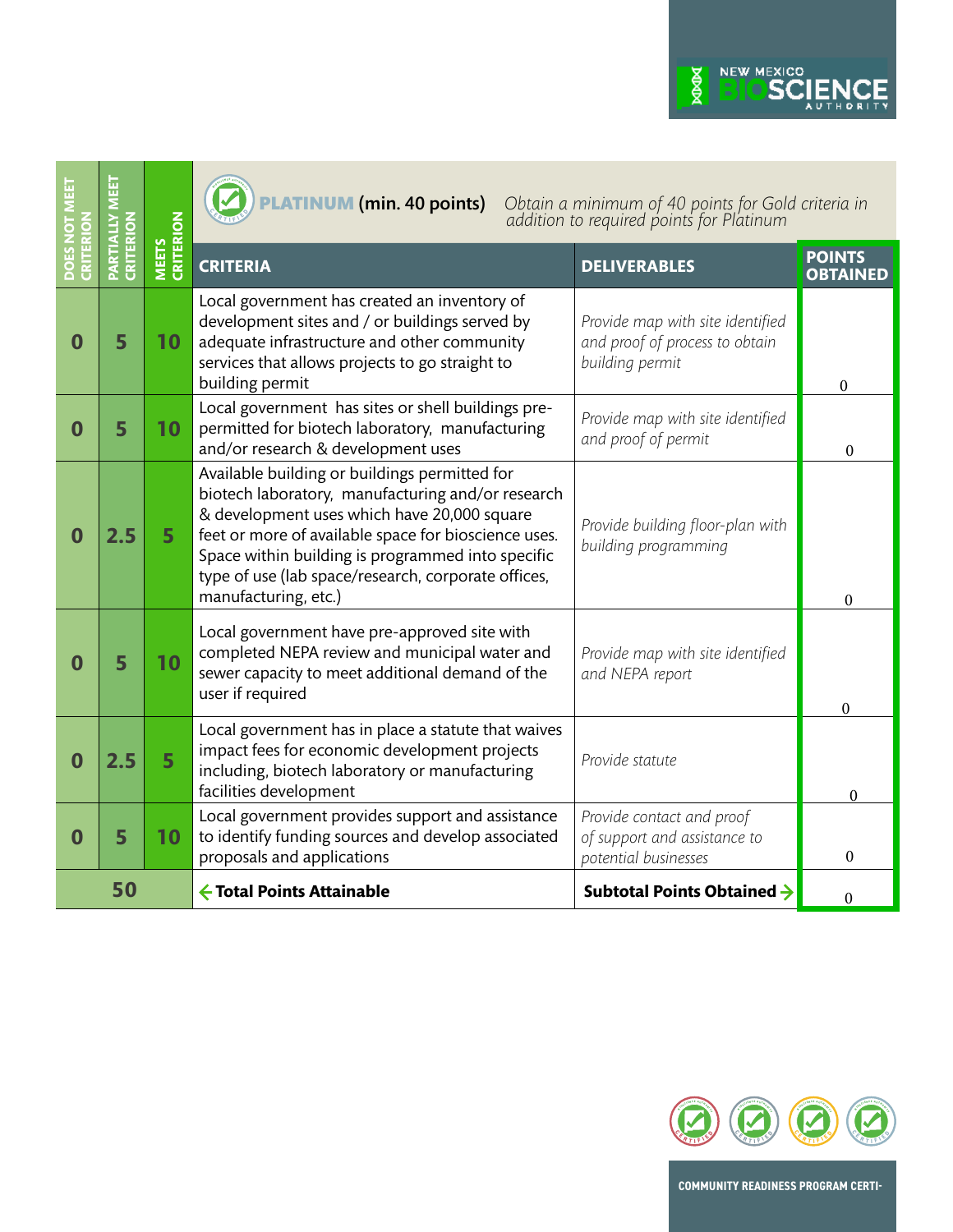**PLATINUM (min. 40 points)** *Obtain a minimum of 40 points for Gold criteria in addition to required points for Platinum*

| DOES NOT MEET CRITERION | PARTIALLY MEET CRITERION | MEETS CRITERION | CRITERIA | DELIVERABLES | POINTS OBTAINED |
|---|---|---|---|---|---|
| 0 | 5 | 10 | Local government has created an inventory of development sites and / or buildings served by adequate infrastructure and other community services that allows projects to go straight to building permit | *Provide map with site identified and proof of process to obtain building permit* | 0 |
| 0 | 5 | 10 | Local government has sites or shell buildings pre-permitted for biotech laboratory, manufacturing and/or research & development uses | *Provide map with site identified and proof of permit* | 0 |
| 0 | 2.5 | 5 | Available building or buildings permitted for biotech laboratory, manufacturing and/or research & development uses which have 20,000 square feet or more of available space for bioscience uses. Space within building is programmed into specific type of use (lab space/research, corporate offices, manufacturing, etc.) | *Provide building floor-plan with building programming* | 0 |
| 0 | 5 | 10 | Local government have pre-approved site with completed NEPA review and municipal water and sewer capacity to meet additional demand of the user if required | *Provide map with site identified and NEPA report* | 0 |
| 0 | 2.5 | 5 | Local government has in place a statute that waives impact fees for economic development projects including, biotech laboratory or manufacturing facilities development | *Provide statute* | 0 |
| 0 | 5 | 10 | Local government provides support and assistance to identify funding sources and develop associated proposals and applications | *Provide contact and proof of support and assistance to potential businesses* | 0 |
| 50 | | | **← Total Points Attainable** | **Subtotal Points Obtained →** | 0 |

COMMUNITY READINESS PROGRAM CERTI-